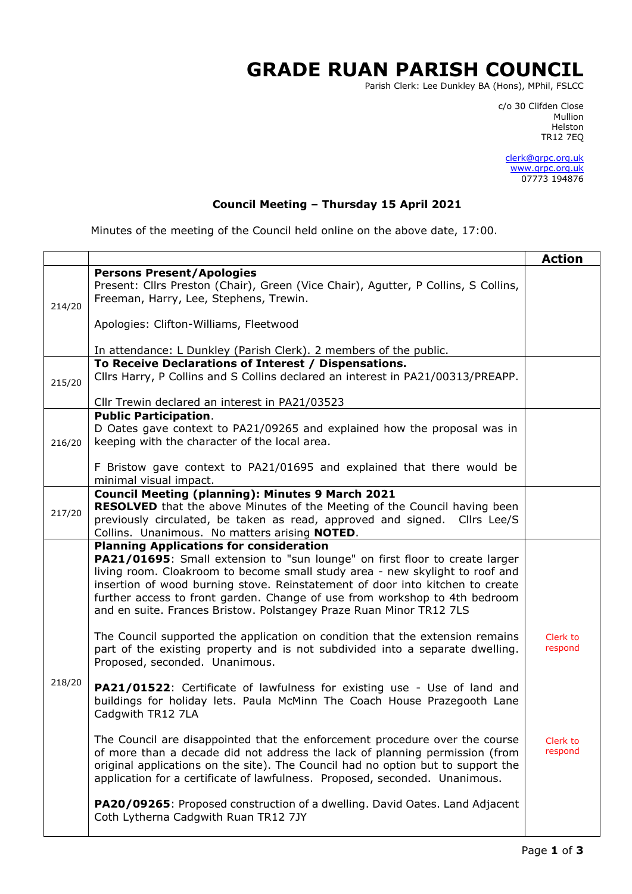# GRADE RUAN PARISH COUNCIL

Parish Clerk: Lee Dunkley BA (Hons), MPhil, FSLCC

c/o 30 Clifden Close
Mullion
Helston
TR12 7EQ

clerk@grpc.org.uk
www.grpc.org.uk
07773 194876

### Council Meeting – Thursday 15 April 2021

Minutes of the meeting of the Council held online on the above date, 17:00.

| | | Action |
|---|---|---|
| 214/20 | **Persons Present/Apologies**<br>Present: Cllrs Preston (Chair), Green (Vice Chair), Agutter, P Collins, S Collins, Freeman, Harry, Lee, Stephens, Trewin.<br><br>Apologies: Clifton-Williams, Fleetwood<br><br>In attendance: L Dunkley (Parish Clerk). 2 members of the public. | |
| 215/20 | **To Receive Declarations of Interest / Dispensations.**<br>Cllrs Harry, P Collins and S Collins declared an interest in PA21/00313/PREAPP.<br><br>Cllr Trewin declared an interest in PA21/03523 | |
| 216/20 | **Public Participation**.<br>D Oates gave context to PA21/09265 and explained how the proposal was in keeping with the character of the local area.<br><br>F Bristow gave context to PA21/01695 and explained that there would be minimal visual impact. | |
| 217/20 | **Council Meeting (planning): Minutes 9 March 2021**<br>**RESOLVED** that the above Minutes of the Meeting of the Council having been previously circulated, be taken as read, approved and signed. Cllrs Lee/S Collins. Unanimous. No matters arising **NOTED**. | |
| 218/20 | **Planning Applications for consideration**<br>**PA21/01695**: Small extension to "sun lounge" on first floor to create larger living room. Cloakroom to become small study area - new skylight to roof and insertion of wood burning stove. Reinstatement of door into kitchen to create further access to front garden. Change of use from workshop to 4th bedroom and en suite. Frances Bristow. Polstangey Praze Ruan Minor TR12 7LS<br><br>The Council supported the application on condition that the extension remains part of the existing property and is not subdivided into a separate dwelling. Proposed, seconded. Unanimous.<br><br>**PA21/01522**: Certificate of lawfulness for existing use - Use of land and buildings for holiday lets. Paula McMinn The Coach House Prazegooth Lane Cadgwith TR12 7LA<br><br>The Council are disappointed that the enforcement procedure over the course of more than a decade did not address the lack of planning permission (from original applications on the site). The Council had no option but to support the application for a certificate of lawfulness. Proposed, seconded. Unanimous.<br><br>**PA20/09265**: Proposed construction of a dwelling. David Oates. Land Adjacent Coth Lytherna Cadgwith Ruan TR12 7JY | Clerk to respond<br><br>Clerk to respond |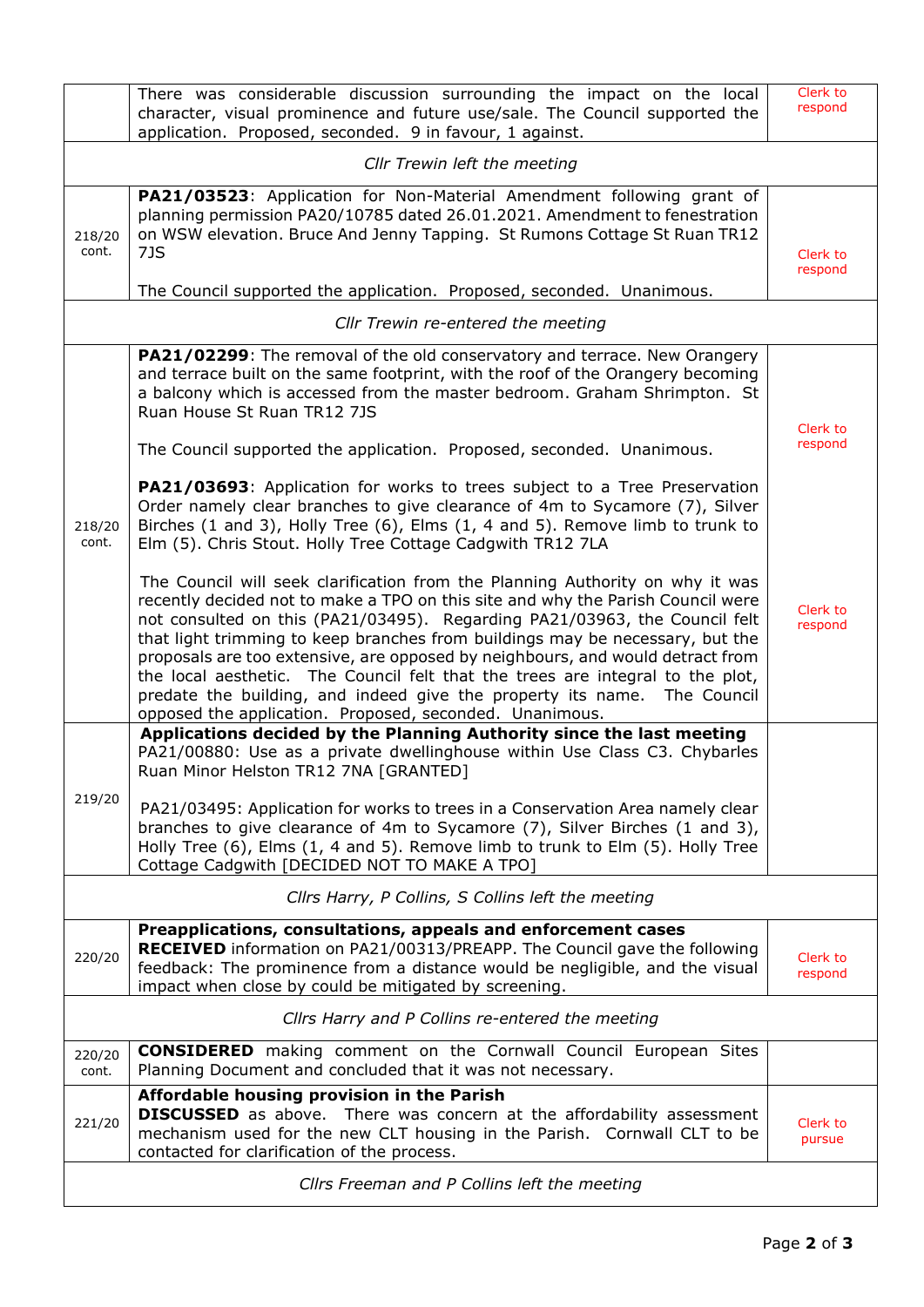| | | |
|---|---|---|
| | There was considerable discussion surrounding the impact on the local character, visual prominence and future use/sale. The Council supported the application. Proposed, seconded. 9 in favour, 1 against. | Clerk to respond |
| | *Cllr Trewin left the meeting* | |
| 218/20 cont. | **PA21/03523**: Application for Non-Material Amendment following grant of planning permission PA20/10785 dated 26.01.2021. Amendment to fenestration on WSW elevation. Bruce And Jenny Tapping. St Rumons Cottage St Ruan TR12 7JS<br><br>The Council supported the application. Proposed, seconded. Unanimous. | Clerk to respond |
| | *Cllr Trewin re-entered the meeting* | |
| 218/20 cont. | **PA21/02299**: The removal of the old conservatory and terrace. New Orangery and terrace built on the same footprint, with the roof of the Orangery becoming a balcony which is accessed from the master bedroom. Graham Shrimpton. St Ruan House St Ruan TR12 7JS<br><br>The Council supported the application. Proposed, seconded. Unanimous.<br><br>**PA21/03693**: Application for works to trees subject to a Tree Preservation Order namely clear branches to give clearance of 4m to Sycamore (7), Silver Birches (1 and 3), Holly Tree (6), Elms (1, 4 and 5). Remove limb to trunk to Elm (5). Chris Stout. Holly Tree Cottage Cadgwith TR12 7LA<br><br>The Council will seek clarification from the Planning Authority on why it was recently decided not to make a TPO on this site and why the Parish Council were not consulted on this (PA21/03495). Regarding PA21/03963, the Council felt that light trimming to keep branches from buildings may be necessary, but the proposals are too extensive, are opposed by neighbours, and would detract from the local aesthetic. The Council felt that the trees are integral to the plot, predate the building, and indeed give the property its name. The Council opposed the application. Proposed, seconded. Unanimous. | Clerk to respond<br><br>Clerk to respond |
| 219/20 | **Applications decided by the Planning Authority since the last meeting**<br>PA21/00880: Use as a private dwellinghouse within Use Class C3. Chybarles Ruan Minor Helston TR12 7NA [GRANTED]<br><br>PA21/03495: Application for works to trees in a Conservation Area namely clear branches to give clearance of 4m to Sycamore (7), Silver Birches (1 and 3), Holly Tree (6), Elms (1, 4 and 5). Remove limb to trunk to Elm (5). Holly Tree Cottage Cadgwith [DECIDED NOT TO MAKE A TPO] | |
| | *Cllrs Harry, P Collins, S Collins left the meeting* | |
| 220/20 | **Preapplications, consultations, appeals and enforcement cases**<br>**RECEIVED** information on PA21/00313/PREAPP. The Council gave the following feedback: The prominence from a distance would be negligible, and the visual impact when close by could be mitigated by screening. | Clerk to respond |
| | *Cllrs Harry and P Collins re-entered the meeting* | |
| 220/20 cont. | **CONSIDERED** making comment on the Cornwall Council European Sites Planning Document and concluded that it was not necessary. | |
| 221/20 | **Affordable housing provision in the Parish**<br>**DISCUSSED** as above. There was concern at the affordability assessment mechanism used for the new CLT housing in the Parish. Cornwall CLT to be contacted for clarification of the process. | Clerk to pursue |
| | *Cllrs Freeman and P Collins left the meeting* | |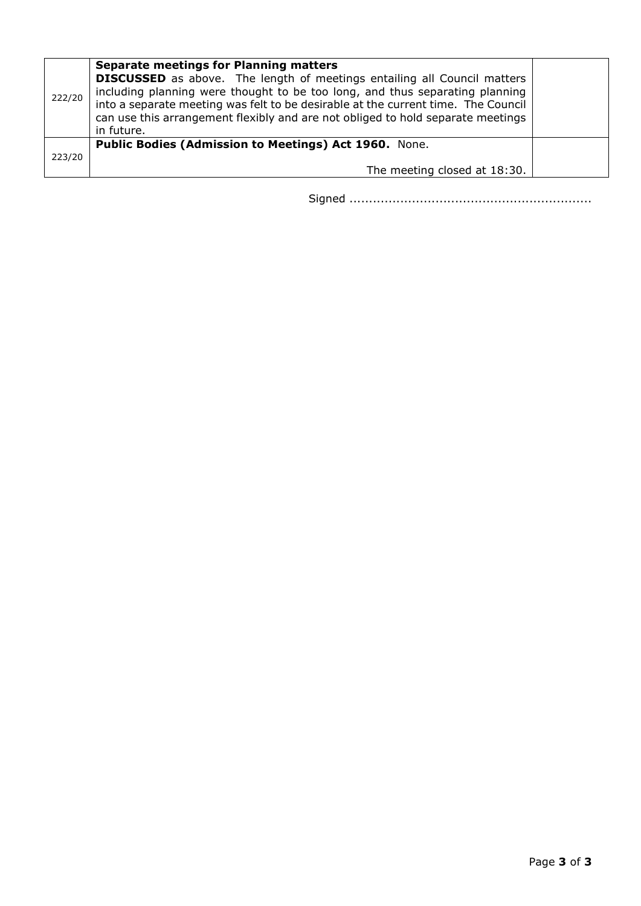| | | |
|---|---|---|
| 222/20 | **Separate meetings for Planning matters**<br>**DISCUSSED** as above. The length of meetings entailing all Council matters including planning were thought to be too long, and thus separating planning into a separate meeting was felt to be desirable at the current time. The Council can use this arrangement flexibly and are not obliged to hold separate meetings in future. | |
| 223/20 | **Public Bodies (Admission to Meetings) Act 1960.** None.<br><br>The meeting closed at 18:30. | |

Signed ..............................................................